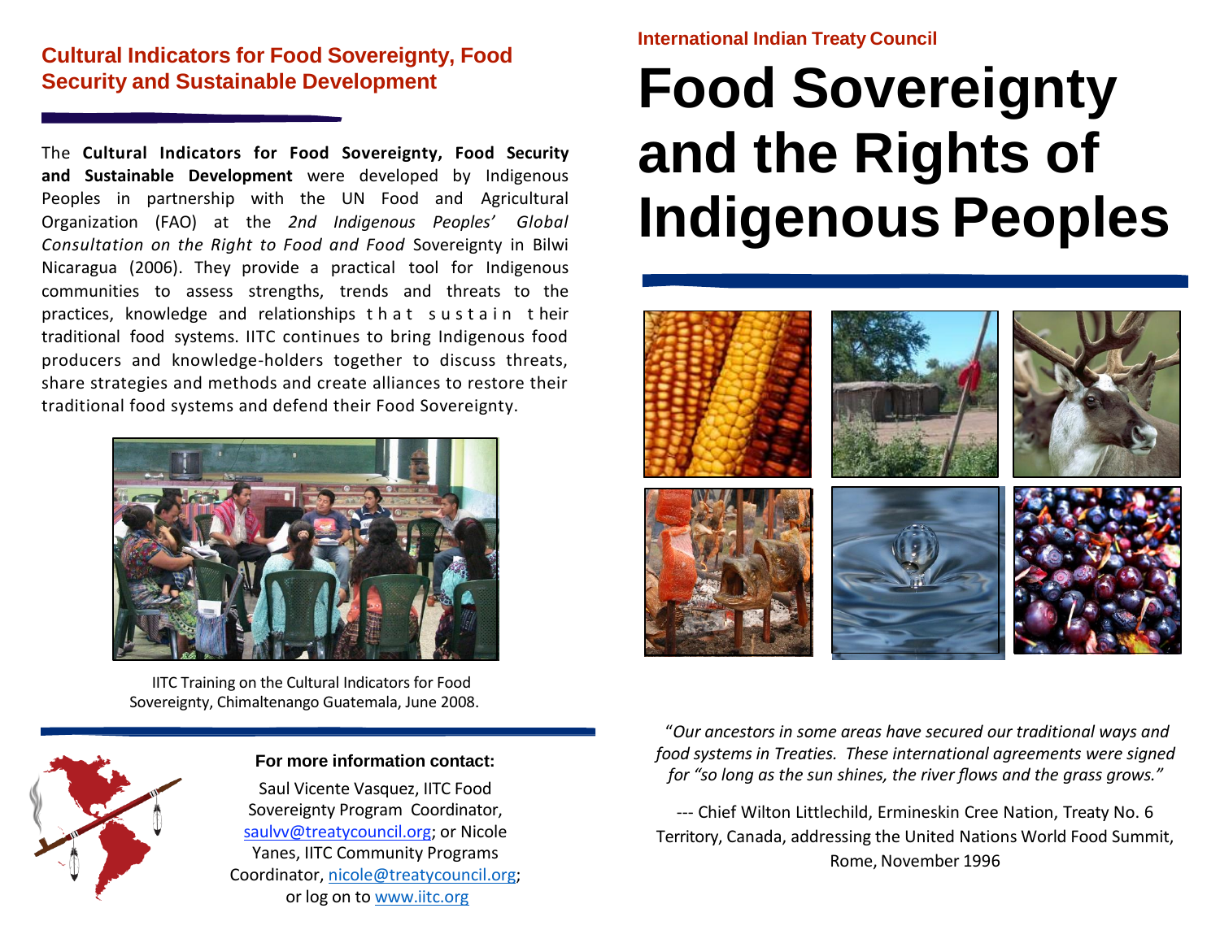## Cultural Indicators for Food Sovereignty, Food Security and Sustainable Development

The **Cultural Indicators for Food Sovereignty, Food Security and Sustainable Development** were developed by Indigenous Peoples in partnership with the UN Food and Agricultural Organization (FAO) at the *2nd Indigenous Peoples' Global Consultation on the Right to Food and Food* Sovereignty in Bilwi Nicaragua (2006). They provide a practical tool for Indigenous communities to assess strengths, trends and threats to the practices, knowledge and relationships that sustain their traditional food systems. IITC continues to bring Indigenous food producers and knowledge-holders together to discuss threats, share strategies and methods and create alliances to restore their traditional food systems and defend their Food Sovereignty.

IITC Training on the Cultural Indicators for Food Sovereignty, Chimaltenango Guatemala, June 2008.

**For more information contact:**

Saul Vicente Vasquez, IITC Food Sovereignty Program Coordinator, saulvv@treatycouncil.org; or Nicole Yanes, IITC Community Programs Coordinator, nicole@treatycouncil.org; or log on to www.iitc.org

**International Indian Treaty Council**

# Food Sovereignty and the Rights of Indigenous Peoples

"*Our ancestors in some areas have secured our traditional ways and food systems in Treaties. These international agreements were signed for "so long as the sun shines, the river flows and the grass grows."*

--- Chief Wilton Littlechild, Ermineskin Cree Nation, Treaty No. 6 Territory, Canada, addressing the United Nations World Food Summit, Rome, November 1996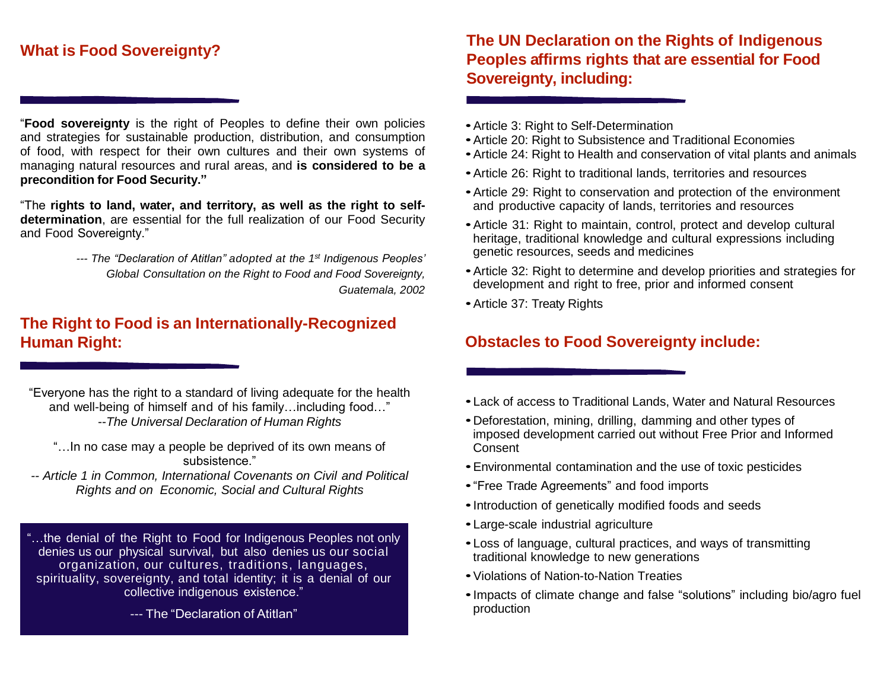## What is Food Sovereignty?

"**Food sovereignty** is the right of Peoples to define their own policies and strategies for sustainable production, distribution, and consumption of food, with respect for their own cultures and their own systems of managing natural resources and rural areas, and **is considered to be a precondition for Food Security."**

"The **rights to land, water, and territory, as well as the right to self-determination**, are essential for the full realization of our Food Security and Food Sovereignty."

*--- The "Declaration of Atitlan" adopted at the 1st Indigenous Peoples' Global Consultation on the Right to Food and Food Sovereignty, Guatemala, 2002*

## The Right to Food is an Internationally-Recognized Human Right:

"Everyone has the right to a standard of living adequate for the health and well-being of himself and of his family…including food…"
--*The Universal Declaration of Human Rights*

"…In no case may a people be deprived of its own means of subsistence."
*-- Article 1 in Common, International Covenants on Civil and Political Rights and on Economic, Social and Cultural Rights*

"…the denial of the Right to Food for Indigenous Peoples not only denies us our physical survival, but also denies us our social organization, our cultures, traditions, languages, spirituality, sovereignty, and total identity; it is a denial of our collective indigenous existence."

--- The "Declaration of Atitlan"

## The UN Declaration on the Rights of Indigenous Peoples affirms rights that are essential for Food Sovereignty, including:

- Article 3: Right to Self-Determination
- Article 20: Right to Subsistence and Traditional Economies
- Article 24: Right to Health and conservation of vital plants and animals
- Article 26: Right to traditional lands, territories and resources
- Article 29: Right to conservation and protection of the environment and productive capacity of lands, territories and resources
- Article 31: Right to maintain, control, protect and develop cultural heritage, traditional knowledge and cultural expressions including genetic resources, seeds and medicines
- Article 32: Right to determine and develop priorities and strategies for development and right to free, prior and informed consent
- Article 37: Treaty Rights

## Obstacles to Food Sovereignty include:

- Lack of access to Traditional Lands, Water and Natural Resources
- Deforestation, mining, drilling, damming and other types of imposed development carried out without Free Prior and Informed Consent
- Environmental contamination and the use of toxic pesticides
- "Free Trade Agreements" and food imports
- Introduction of genetically modified foods and seeds
- Large-scale industrial agriculture
- Loss of language, cultural practices, and ways of transmitting traditional knowledge to new generations
- Violations of Nation-to-Nation Treaties
- Impacts of climate change and false "solutions" including bio/agro fuel production